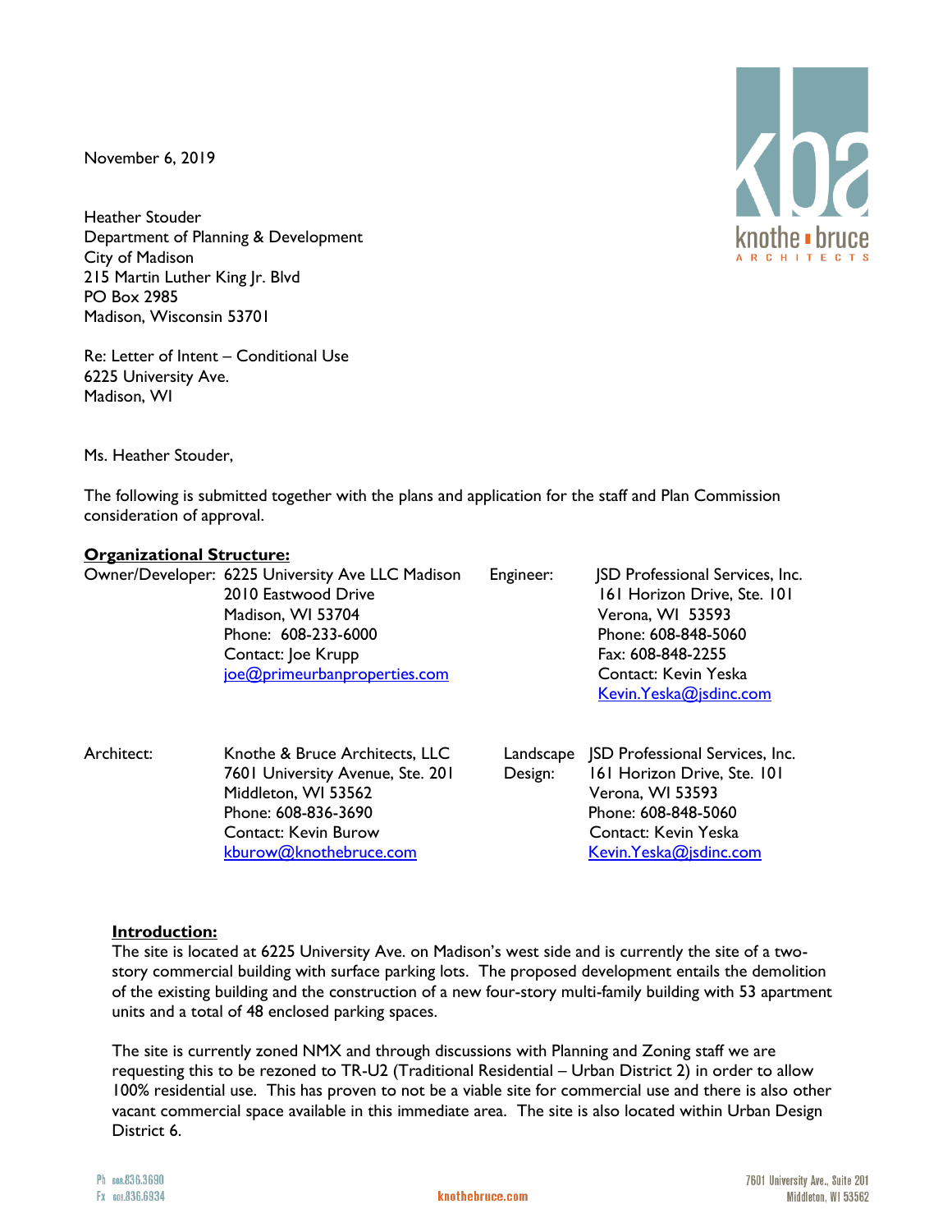November 6, 2019

Heather Stouder
Department of Planning & Development
City of Madison
215 Martin Luther King Jr. Blvd
PO Box 2985
Madison, Wisconsin 53701

Re: Letter of Intent – Conditional Use
6225 University Ave.
Madison, WI

Ms. Heather Stouder,

The following is submitted together with the plans and application for the staff and Plan Commission consideration of approval.

**Organizational Structure:**

| | | | |
|---|---|---|---|
| Owner/Developer: | 6225 University Ave LLC Madison<br>2010 Eastwood Drive<br>Madison, WI 53704<br>Phone: 608-233-6000<br>Contact: Joe Krupp<br>joe@primeurbanproperties.com | Engineer: | JSD Professional Services, Inc.<br>161 Horizon Drive, Ste. 101<br>Verona, WI 53593<br>Phone: 608-848-5060<br>Fax: 608-848-2255<br>Contact: Kevin Yeska<br>Kevin.Yeska@jsdinc.com |
| Architect: | Knothe & Bruce Architects, LLC<br>7601 University Avenue, Ste. 201<br>Middleton, WI 53562<br>Phone: 608-836-3690<br>Contact: Kevin Burow<br>kburow@knothebruce.com | Landscape Design: | JSD Professional Services, Inc.<br>161 Horizon Drive, Ste. 101<br>Verona, WI 53593<br>Phone: 608-848-5060<br>Contact: Kevin Yeska<br>Kevin.Yeska@jsdinc.com |

**Introduction:**

The site is located at 6225 University Ave. on Madison's west side and is currently the site of a two-story commercial building with surface parking lots. The proposed development entails the demolition of the existing building and the construction of a new four-story multi-family building with 53 apartment units and a total of 48 enclosed parking spaces.

The site is currently zoned NMX and through discussions with Planning and Zoning staff we are requesting this to be rezoned to TR-U2 (Traditional Residential – Urban District 2) in order to allow 100% residential use. This has proven to not be a viable site for commercial use and there is also other vacant commercial space available in this immediate area. The site is also located within Urban Design District 6.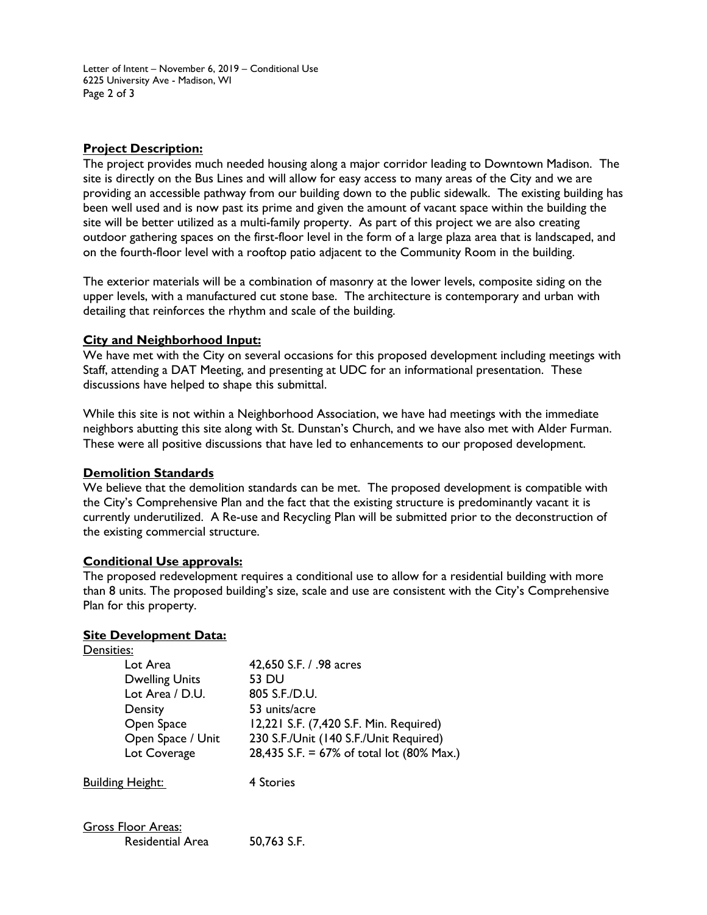**Project Description:**

The project provides much needed housing along a major corridor leading to Downtown Madison. The site is directly on the Bus Lines and will allow for easy access to many areas of the City and we are providing an accessible pathway from our building down to the public sidewalk. The existing building has been well used and is now past its prime and given the amount of vacant space within the building the site will be better utilized as a multi-family property. As part of this project we are also creating outdoor gathering spaces on the first-floor level in the form of a large plaza area that is landscaped, and on the fourth-floor level with a rooftop patio adjacent to the Community Room in the building.

The exterior materials will be a combination of masonry at the lower levels, composite siding on the upper levels, with a manufactured cut stone base. The architecture is contemporary and urban with detailing that reinforces the rhythm and scale of the building.

**City and Neighborhood Input:**

We have met with the City on several occasions for this proposed development including meetings with Staff, attending a DAT Meeting, and presenting at UDC for an informational presentation. These discussions have helped to shape this submittal.

While this site is not within a Neighborhood Association, we have had meetings with the immediate neighbors abutting this site along with St. Dunstan's Church, and we have also met with Alder Furman. These were all positive discussions that have led to enhancements to our proposed development.

**Demolition Standards**

We believe that the demolition standards can be met. The proposed development is compatible with the City's Comprehensive Plan and the fact that the existing structure is predominantly vacant it is currently underutilized. A Re-use and Recycling Plan will be submitted prior to the deconstruction of the existing commercial structure.

**Conditional Use approvals:**

The proposed redevelopment requires a conditional use to allow for a residential building with more than 8 units. The proposed building's size, scale and use are consistent with the City's Comprehensive Plan for this property.

**Site Development Data:**

Densities:

| | |
|---|---|
| Lot Area | 42,650 S.F. / .98 acres |
| Dwelling Units | 53 DU |
| Lot Area / D.U. | 805 S.F./D.U. |
| Density | 53 units/acre |
| Open Space | 12,221 S.F. (7,420 S.F. Min. Required) |
| Open Space / Unit | 230 S.F./Unit (140 S.F./Unit Required) |
| Lot Coverage | 28,435 S.F. = 67% of total lot (80% Max.) |

Building Height: 4 Stories

Gross Floor Areas:

| | |
|---|---|
| Residential Area | 50,763 S.F. |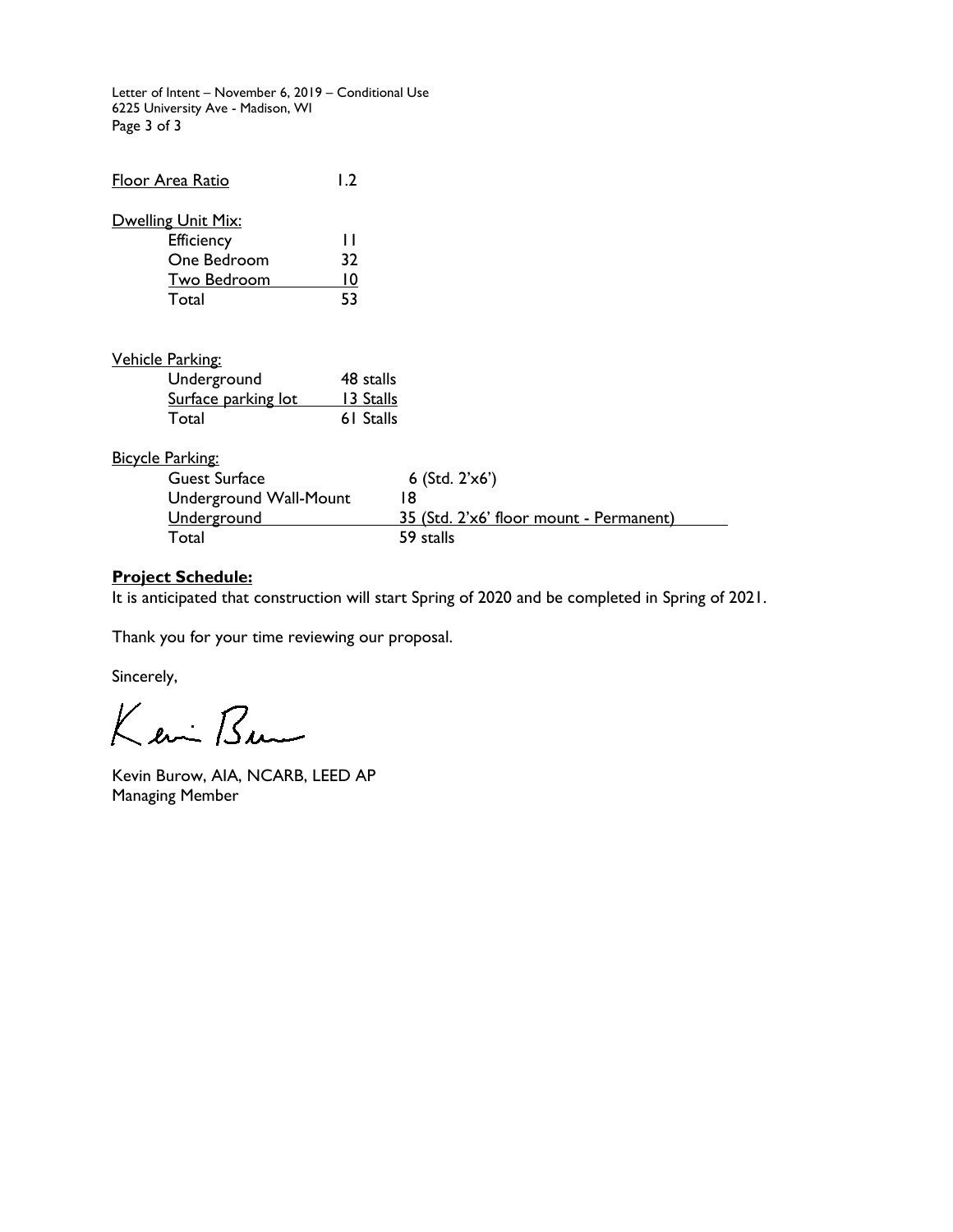Floor Area Ratio 1.2

Dwelling Unit Mix:

| | |
|---|---|
| Efficiency | 11 |
| One Bedroom | 32 |
| Two Bedroom | 10 |
| Total | 53 |

Vehicle Parking:

| | |
|---|---|
| Underground | 48 stalls |
| Surface parking lot | 13 Stalls |
| Total | 61 Stalls |

Bicycle Parking:

| | |
|---|---|
| Guest Surface | 6 (Std. 2'x6') |
| Underground Wall-Mount | 18 |
| Underground | 35 (Std. 2'x6' floor mount - Permanent) |
| Total | 59 stalls |

**Project Schedule:**

It is anticipated that construction will start Spring of 2020 and be completed in Spring of 2021.

Thank you for your time reviewing our proposal.

Sincerely,

Kevin Burow, AIA, NCARB, LEED AP
Managing Member